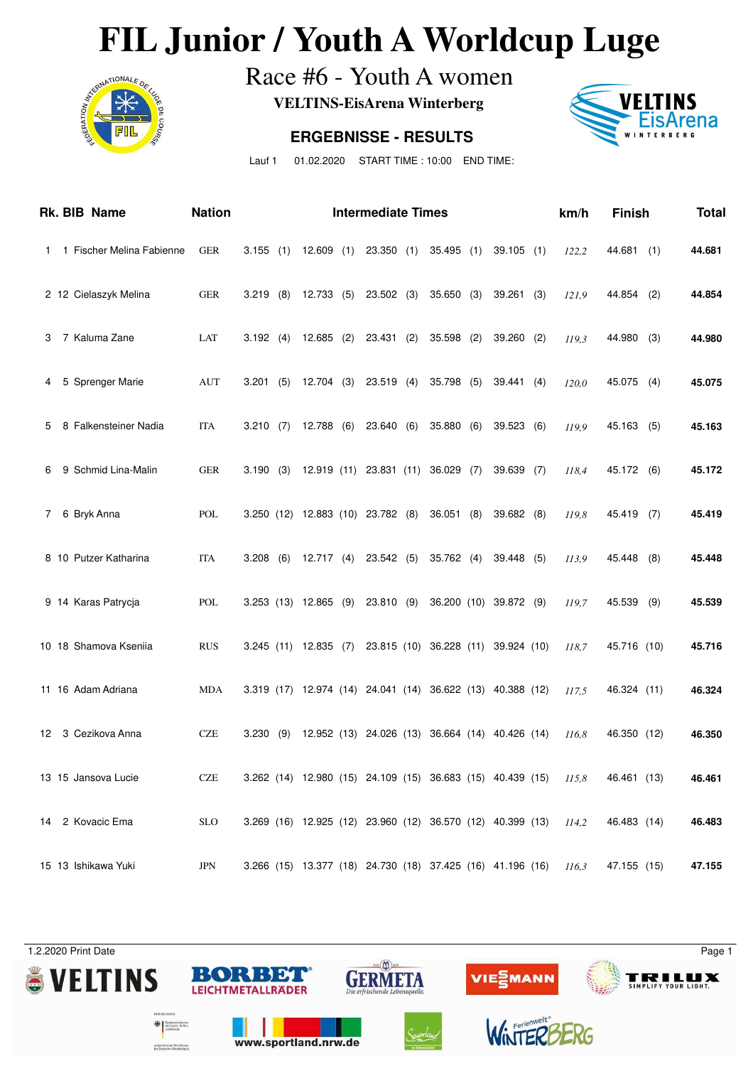# FIL Junior / Youth A Worldcup Luge

## Race #6 - Youth A women

**VELTINS-EisArena Winterberg**

### ERGEBNISSE - RESULTS

Lauf 1 01.02.2020 START TIME : 10:00 END TIME:

| Rk. | BIB | Name | Nation | Intermediate Times | | | | | km/h | Finish | Total |
|---|---|---|---|---|---|---|---|---|---|---|---|
| 1 | 1 | Fischer Melina Fabienne | GER | 3.155 (1) | 12.609 (1) | 23.350 (1) | 35.495 (1) | 39.105 (1) | 122,2 | 44.681 (1) | **44.681** |
| 2 | 12 | Cielaszyk Melina | GER | 3.219 (8) | 12.733 (5) | 23.502 (3) | 35.650 (3) | 39.261 (3) | 121,9 | 44.854 (2) | **44.854** |
| 3 | 7 | Kaluma Zane | LAT | 3.192 (4) | 12.685 (2) | 23.431 (2) | 35.598 (2) | 39.260 (2) | 119,3 | 44.980 (3) | **44.980** |
| 4 | 5 | Sprenger Marie | AUT | 3.201 (5) | 12.704 (3) | 23.519 (4) | 35.798 (5) | 39.441 (4) | 120,0 | 45.075 (4) | **45.075** |
| 5 | 8 | Falkensteiner Nadia | ITA | 3.210 (7) | 12.788 (6) | 23.640 (6) | 35.880 (6) | 39.523 (6) | 119,9 | 45.163 (5) | **45.163** |
| 6 | 9 | Schmid Lina-Malin | GER | 3.190 (3) | 12.919 (11) | 23.831 (11) | 36.029 (7) | 39.639 (7) | 118,4 | 45.172 (6) | **45.172** |
| 7 | 6 | Bryk Anna | POL | 3.250 (12) | 12.883 (10) | 23.782 (8) | 36.051 (8) | 39.682 (8) | 119,8 | 45.419 (7) | **45.419** |
| 8 | 10 | Putzer Katharina | ITA | 3.208 (6) | 12.717 (4) | 23.542 (5) | 35.762 (4) | 39.448 (5) | 113,9 | 45.448 (8) | **45.448** |
| 9 | 14 | Karas Patrycja | POL | 3.253 (13) | 12.865 (9) | 23.810 (9) | 36.200 (10) | 39.872 (9) | 119,7 | 45.539 (9) | **45.539** |
| 10 | 18 | Shamova Kseniia | RUS | 3.245 (11) | 12.835 (7) | 23.815 (10) | 36.228 (11) | 39.924 (10) | 118,7 | 45.716 (10) | **45.716** |
| 11 | 16 | Adam Adriana | MDA | 3.319 (17) | 12.974 (14) | 24.041 (14) | 36.622 (13) | 40.388 (12) | 117,5 | 46.324 (11) | **46.324** |
| 12 | 3 | Cezikova Anna | CZE | 3.230 (9) | 12.952 (13) | 24.026 (13) | 36.664 (14) | 40.426 (14) | 116,8 | 46.350 (12) | **46.350** |
| 13 | 15 | Jansova Lucie | CZE | 3.262 (14) | 12.980 (15) | 24.109 (15) | 36.683 (15) | 40.439 (15) | 115,8 | 46.461 (13) | **46.461** |
| 14 | 2 | Kovacic Ema | SLO | 3.269 (16) | 12.925 (12) | 23.960 (12) | 36.570 (12) | 40.399 (13) | 114,2 | 46.483 (14) | **46.483** |
| 15 | 13 | Ishikawa Yuki | JPN | 3.266 (15) | 13.377 (18) | 24.730 (18) | 37.425 (16) | 41.196 (16) | 116,3 | 47.155 (15) | **47.155** |

1.2.2020 Print Date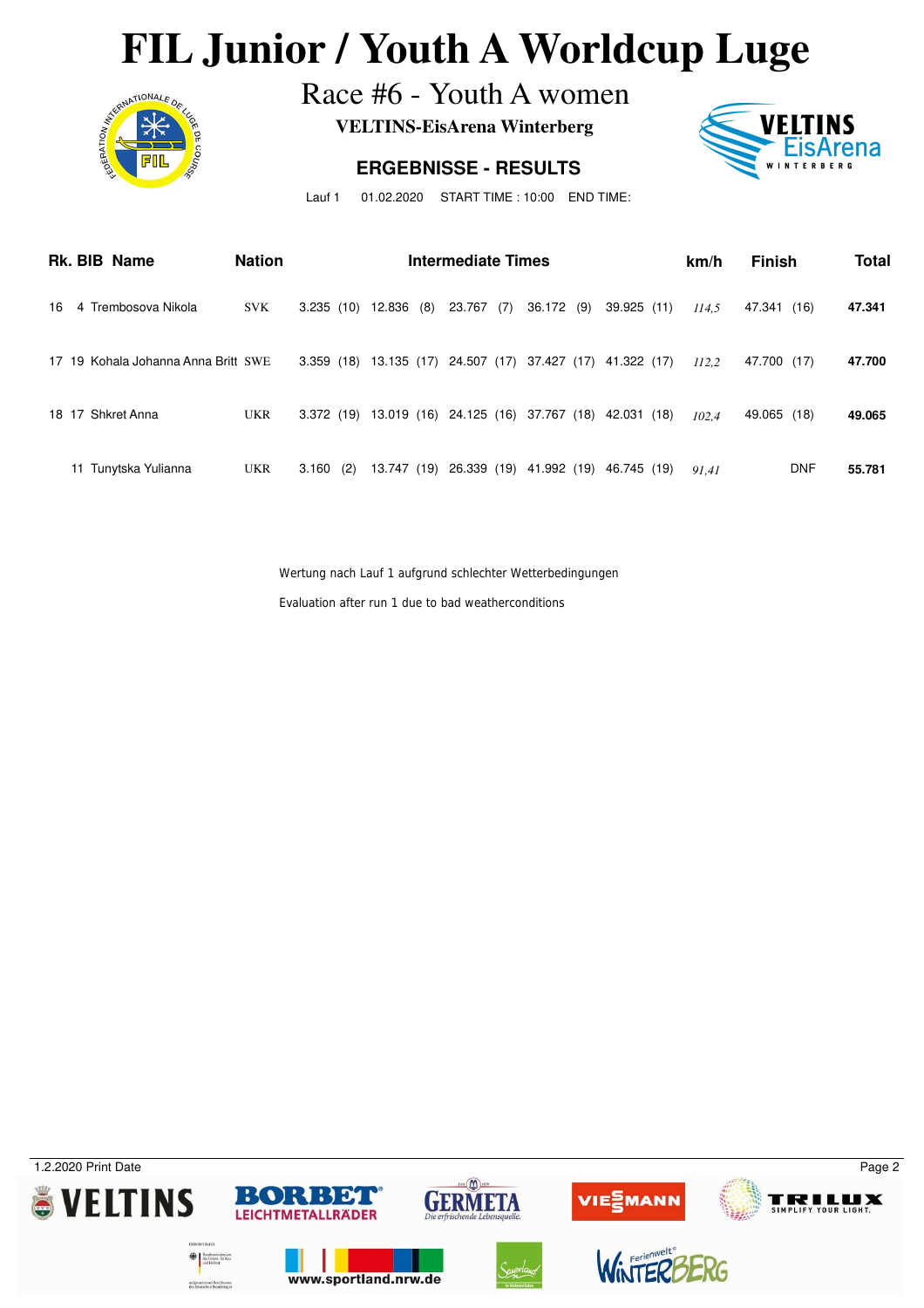# FIL Junior / Youth A Worldcup Luge

## Race #6 - Youth A women

**VELTINS-EisArena Winterberg**

### ERGEBNISSE - RESULTS

Lauf 1 01.02.2020 START TIME : 10:00 END TIME:

| Rk. | BIB | Name | Nation | Intermediate Times | | | | | km/h | Finish | Total |
|---|---|---|---|---|---|---|---|---|---|---|---|
| 16 | 4 | Trembosova Nikola | SVK | 3.235 (10) | 12.836 (8) | 23.767 (7) | 36.172 (9) | 39.925 (11) | *114,5* | 47.341 (16) | **47.341** |
| 17 | 19 | Kohala Johanna Anna Britt | SWE | 3.359 (18) | 13.135 (17) | 24.507 (17) | 37.427 (17) | 41.322 (17) | *112,2* | 47.700 (17) | **47.700** |
| 18 | 17 | Shkret Anna | UKR | 3.372 (19) | 13.019 (16) | 24.125 (16) | 37.767 (18) | 42.031 (18) | *102,4* | 49.065 (18) | **49.065** |
| | 11 | Tunytska Yulianna | UKR | 3.160 (2) | 13.747 (19) | 26.339 (19) | 41.992 (19) | 46.745 (19) | *91,41* | DNF | **55.781** |

Wertung nach Lauf 1 aufgrund schlechter Wetterbedingungen

Evaluation after run 1 due to bad weatherconditions

1.2.2020 Print Date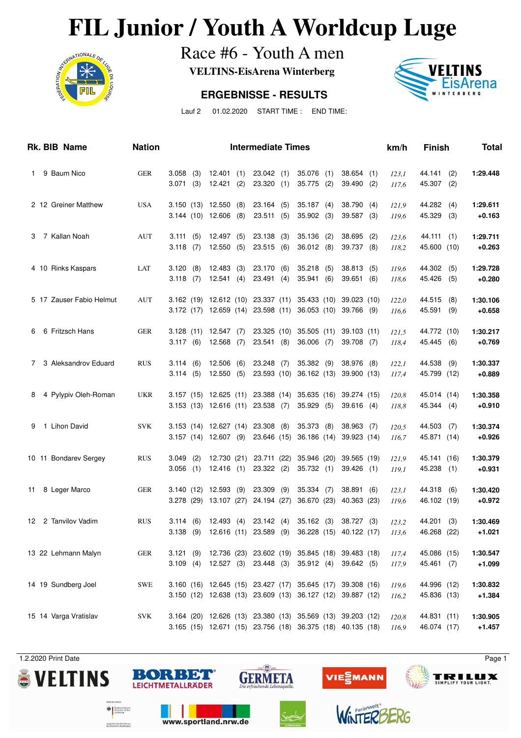# FIL Junior / Youth A Worldcup Luge

## Race #6 - Youth A men

### VELTINS-EisArena Winterberg

### ERGEBNISSE - RESULTS

Lauf 2 01.02.2020 START TIME : END TIME:

| Rk. | BIB | Name | Nation | Intermediate Times | | | | | km/h | Finish | Total |
|---|---|---|---|---|---|---|---|---|---|---|---|
| 1 | 9 | Baum Nico | GER | 3.058 (3) | 12.401 (1) | 23.042 (1) | 35.076 (1) | 38.654 (1) | *123,1* | 44.141 (2) | **1:29.448** |
| | | | | 3.071 (3) | 12.421 (2) | 23.320 (1) | 35.775 (2) | 39.490 (2) | *117,6* | 45.307 (2) | |
| 2 | 12 | Greiner Matthew | USA | 3.150 (13) | 12.550 (8) | 23.164 (5) | 35.187 (4) | 38.790 (4) | *121,9* | 44.282 (4) | **1:29.611** |
| | | | | 3.144 (10) | 12.606 (8) | 23.511 (5) | 35.902 (3) | 39.587 (3) | *119,6* | 45.329 (3) | **+0.163** |
| 3 | 7 | Kallan Noah | AUT | 3.111 (5) | 12.497 (5) | 23.138 (3) | 35.136 (2) | 38.695 (2) | *123,6* | 44.111 (1) | **1:29.711** |
| | | | | 3.118 (7) | 12.550 (5) | 23.515 (6) | 36.012 (8) | 39.737 (8) | *118,2* | 45.600 (10) | **+0.263** |
| 4 | 10 | Rinks Kaspars | LAT | 3.120 (8) | 12.483 (3) | 23.170 (6) | 35.218 (5) | 38.813 (5) | *119,6* | 44.302 (5) | **1:29.728** |
| | | | | 3.118 (7) | 12.541 (4) | 23.491 (4) | 35.941 (6) | 39.651 (6) | *118,6* | 45.426 (5) | **+0.280** |
| 5 | 17 | Zauser Fabio Helmut | AUT | 3.162 (19) | 12.612 (10) | 23.337 (11) | 35.433 (10) | 39.023 (10) | *122,0* | 44.515 (8) | **1:30.106** |
| | | | | 3.172 (17) | 12.659 (14) | 23.598 (11) | 36.053 (10) | 39.766 (9) | *116,6* | 45.591 (9) | **+0.658** |
| 6 | 6 | Fritzsch Hans | GER | 3.128 (11) | 12.547 (7) | 23.325 (10) | 35.505 (11) | 39.103 (11) | *121,5* | 44.772 (10) | **1:30.217** |
| | | | | 3.117 (6) | 12.568 (7) | 23.541 (8) | 36.006 (7) | 39.708 (7) | *118,4* | 45.445 (6) | **+0.769** |
| 7 | 3 | Aleksandrov Eduard | RUS | 3.114 (6) | 12.506 (6) | 23.248 (7) | 35.382 (9) | 38.976 (8) | *122,1* | 44.538 (9) | **1:30.337** |
| | | | | 3.114 (5) | 12.550 (5) | 23.593 (10) | 36.162 (13) | 39.900 (13) | *117,4* | 45.799 (12) | **+0.889** |
| 8 | 4 | Pylypiv Oleh-Roman | UKR | 3.157 (15) | 12.625 (11) | 23.388 (14) | 35.635 (16) | 39.274 (15) | *120,8* | 45.014 (14) | **1:30.358** |
| | | | | 3.153 (13) | 12.616 (11) | 23.538 (7) | 35.929 (5) | 39.616 (4) | *118,8* | 45.344 (4) | **+0.910** |
| 9 | 1 | Lihon David | SVK | 3.153 (14) | 12.627 (14) | 23.308 (8) | 35.373 (8) | 38.963 (7) | *120,5* | 44.503 (7) | **1:30.374** |
| | | | | 3.157 (14) | 12.607 (9) | 23.646 (15) | 36.186 (14) | 39.923 (14) | *116,7* | 45.871 (14) | **+0.926** |
| 10 | 11 | Bondarev Sergey | RUS | 3.049 (2) | 12.730 (21) | 23.711 (22) | 35.946 (20) | 39.565 (19) | *121,9* | 45.141 (16) | **1:30.379** |
| | | | | 3.056 (1) | 12.416 (1) | 23.322 (2) | 35.732 (1) | 39.426 (1) | *119,1* | 45.238 (1) | **+0.931** |
| 11 | 8 | Leger Marco | GER | 3.140 (12) | 12.593 (9) | 23.309 (9) | 35.334 (7) | 38.891 (6) | *123,1* | 44.318 (6) | **1:30.420** |
| | | | | 3.278 (29) | 13.107 (27) | 24.194 (27) | 36.670 (23) | 40.363 (23) | *119,6* | 46.102 (19) | **+0.972** |
| 12 | 2 | Tanvilov Vadim | RUS | 3.114 (6) | 12.493 (4) | 23.142 (4) | 35.162 (3) | 38.727 (3) | *123,2* | 44.201 (3) | **1:30.469** |
| | | | | 3.138 (9) | 12.616 (11) | 23.589 (9) | 36.228 (15) | 40.122 (17) | *113,6* | 46.268 (22) | **+1.021** |
| 13 | 22 | Lehmann Malyn | GER | 3.121 (9) | 12.736 (23) | 23.602 (19) | 35.845 (18) | 39.483 (18) | *117,4* | 45.086 (15) | **1:30.547** |
| | | | | 3.109 (4) | 12.527 (3) | 23.448 (3) | 35.912 (4) | 39.642 (5) | *117,9* | 45.461 (7) | **+1.099** |
| 14 | 19 | Sundberg Joel | SWE | 3.160 (16) | 12.645 (15) | 23.427 (17) | 35.645 (17) | 39.308 (16) | *119,6* | 44.996 (12) | **1:30.832** |
| | | | | 3.150 (12) | 12.638 (13) | 23.609 (13) | 36.127 (12) | 39.887 (12) | *116,2* | 45.836 (13) | **+1.384** |
| 15 | 14 | Varga Vratislav | SVK | 3.164 (20) | 12.626 (13) | 23.380 (13) | 35.569 (13) | 39.203 (12) | *120,8* | 44.831 (11) | **1:30.905** |
| | | | | 3.165 (15) | 12.671 (15) | 23.756 (18) | 36.375 (18) | 40.135 (18) | *116,9* | 46.074 (17) | **+1.457** |

1.2.2020 Print Date

www.sportland.nrw.de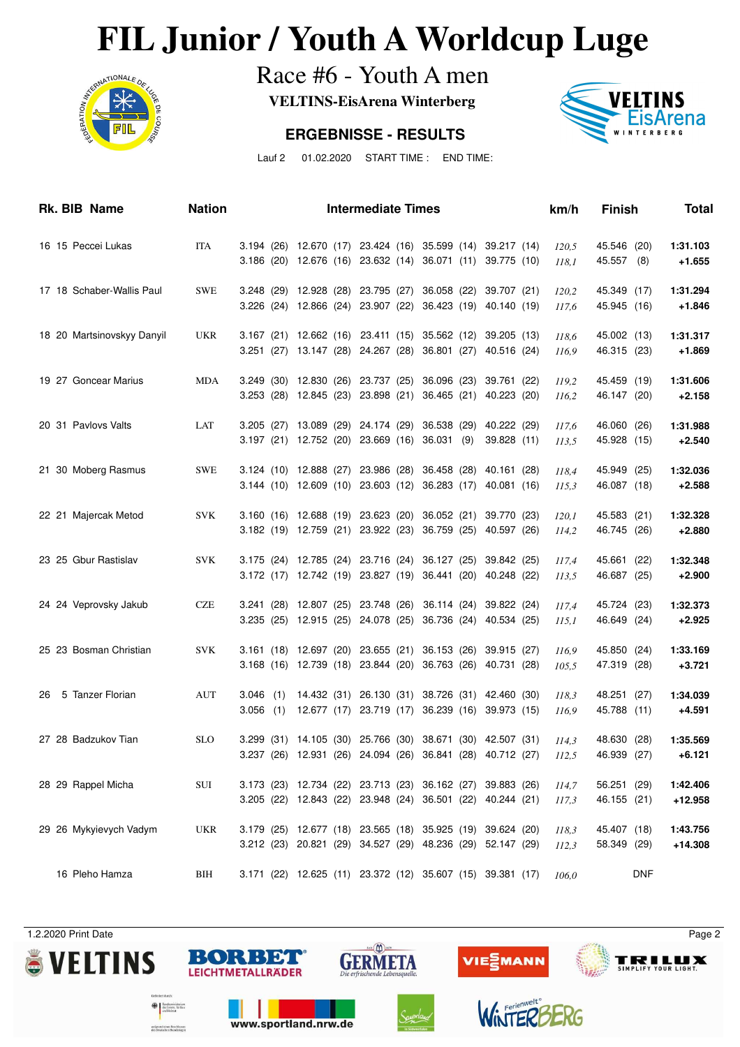# FIL Junior / Youth A Worldcup Luge

## Race #6 - Youth A men

**VELTINS-EisArena Winterberg**

### ERGEBNISSE - RESULTS

Lauf 2 01.02.2020 START TIME : END TIME:

| Rk. | BIB | Name | Nation | Intermediate Times | | | | | km/h | Finish | Total |
|---|---|---|---|---|---|---|---|---|---|---|---|
| 16 | 15 | Peccei Lukas | ITA | 3.194 (26) | 12.670 (17) | 23.424 (16) | 35.599 (14) | 39.217 (14) | *120,5* | 45.546 (20) | **1:31.103** |
| | | | | 3.186 (20) | 12.676 (16) | 23.632 (14) | 36.071 (11) | 39.775 (10) | *118,1* | 45.557 (8) | **+1.655** |
| 17 | 18 | Schaber-Wallis Paul | SWE | 3.248 (29) | 12.928 (28) | 23.795 (27) | 36.058 (22) | 39.707 (21) | *120,2* | 45.349 (17) | **1:31.294** |
| | | | | 3.226 (24) | 12.866 (24) | 23.907 (22) | 36.423 (19) | 40.140 (19) | *117,6* | 45.945 (16) | **+1.846** |
| 18 | 20 | Martsinovskyy Danyil | UKR | 3.167 (21) | 12.662 (16) | 23.411 (15) | 35.562 (12) | 39.205 (13) | *118,6* | 45.002 (13) | **1:31.317** |
| | | | | 3.251 (27) | 13.147 (28) | 24.267 (28) | 36.801 (27) | 40.516 (24) | *116,9* | 46.315 (23) | **+1.869** |
| 19 | 27 | Goncear Marius | MDA | 3.249 (30) | 12.830 (26) | 23.737 (25) | 36.096 (23) | 39.761 (22) | *119,2* | 45.459 (19) | **1:31.606** |
| | | | | 3.253 (28) | 12.845 (23) | 23.898 (21) | 36.465 (21) | 40.223 (20) | *116,2* | 46.147 (20) | **+2.158** |
| 20 | 31 | Pavlovs Valts | LAT | 3.205 (27) | 13.089 (29) | 24.174 (29) | 36.538 (29) | 40.222 (29) | *117,6* | 46.060 (26) | **1:31.988** |
| | | | | 3.197 (21) | 12.752 (20) | 23.669 (16) | 36.031 (9) | 39.828 (11) | *113,5* | 45.928 (15) | **+2.540** |
| 21 | 30 | Moberg Rasmus | SWE | 3.124 (10) | 12.888 (27) | 23.986 (28) | 36.458 (28) | 40.161 (28) | *118,4* | 45.949 (25) | **1:32.036** |
| | | | | 3.144 (10) | 12.609 (10) | 23.603 (12) | 36.283 (17) | 40.081 (16) | *115,3* | 46.087 (18) | **+2.588** |
| 22 | 21 | Majercak Metod | SVK | 3.160 (16) | 12.688 (19) | 23.623 (20) | 36.052 (21) | 39.770 (23) | *120,1* | 45.583 (21) | **1:32.328** |
| | | | | 3.182 (19) | 12.759 (21) | 23.922 (23) | 36.759 (25) | 40.597 (26) | *114,2* | 46.745 (26) | **+2.880** |
| 23 | 25 | Gbur Rastislav | SVK | 3.175 (24) | 12.785 (24) | 23.716 (24) | 36.127 (25) | 39.842 (25) | *117,4* | 45.661 (22) | **1:32.348** |
| | | | | 3.172 (17) | 12.742 (19) | 23.827 (19) | 36.441 (20) | 40.248 (22) | *113,5* | 46.687 (25) | **+2.900** |
| 24 | 24 | Veprovsky Jakub | CZE | 3.241 (28) | 12.807 (25) | 23.748 (26) | 36.114 (24) | 39.822 (24) | *117,4* | 45.724 (23) | **1:32.373** |
| | | | | 3.235 (25) | 12.915 (25) | 24.078 (25) | 36.736 (24) | 40.534 (25) | *115,1* | 46.649 (24) | **+2.925** |
| 25 | 23 | Bosman Christian | SVK | 3.161 (18) | 12.697 (20) | 23.655 (21) | 36.153 (26) | 39.915 (27) | *116,9* | 45.850 (24) | **1:33.169** |
| | | | | 3.168 (16) | 12.739 (18) | 23.844 (20) | 36.763 (26) | 40.731 (28) | *105,5* | 47.319 (28) | **+3.721** |
| 26 | 5 | Tanzer Florian | AUT | 3.046 (1) | 14.432 (31) | 26.130 (31) | 38.726 (31) | 42.460 (30) | *118,3* | 48.251 (27) | **1:34.039** |
| | | | | 3.056 (1) | 12.677 (17) | 23.719 (17) | 36.239 (16) | 39.973 (15) | *116,9* | 45.788 (11) | **+4.591** |
| 27 | 28 | Badzukov Tian | SLO | 3.299 (31) | 14.105 (30) | 25.766 (30) | 38.671 (30) | 42.507 (31) | *114,3* | 48.630 (28) | **1:35.569** |
| | | | | 3.237 (26) | 12.931 (26) | 24.094 (26) | 36.841 (28) | 40.712 (27) | *112,5* | 46.939 (27) | **+6.121** |
| 28 | 29 | Rappel Micha | SUI | 3.173 (23) | 12.734 (22) | 23.713 (23) | 36.162 (27) | 39.883 (26) | *114,7* | 56.251 (29) | **1:42.406** |
| | | | | 3.205 (22) | 12.843 (22) | 23.948 (24) | 36.501 (22) | 40.244 (21) | *117,3* | 46.155 (21) | **+12.958** |
| 29 | 26 | Mykyievych Vadym | UKR | 3.179 (25) | 12.677 (18) | 23.565 (18) | 35.925 (19) | 39.624 (20) | *118,3* | 45.407 (18) | **1:43.756** |
| | | | | 3.212 (23) | 20.821 (29) | 34.527 (29) | 48.236 (29) | 52.147 (29) | *112,3* | 58.349 (29) | **+14.308** |
| | 16 | Pleho Hamza | BIH | 3.171 (22) | 12.625 (11) | 23.372 (12) | 35.607 (15) | 39.381 (17) | *106,0* | DNF | |

1.2.2020 Print Date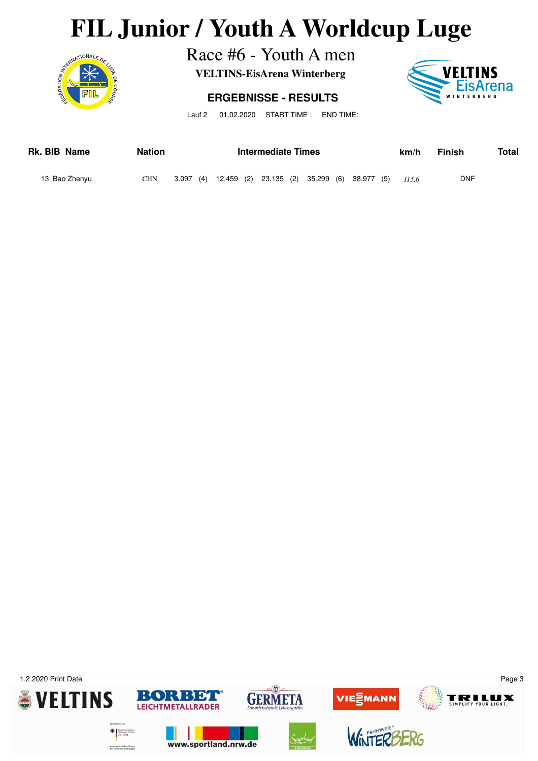# FIL Junior / Youth A Worldcup Luge

## Race #6 - Youth A men

**VELTINS-EisArena Winterberg**

**ERGEBNISSE - RESULTS**

Lauf 2 01.02.2020 START TIME : END TIME:

| Rk. | BIB | Name | Nation | Intermediate Times | | | | | km/h | Finish | Total |
|---|---|---|---|---|---|---|---|---|---|---|---|
| | 13 | Bao Zhenyu | CHN | 3.097 (4) | 12.459 (2) | 23.135 (2) | 35.299 (6) | 38.977 (9) | *115,6* | DNF | |

1.2.2020 Print Date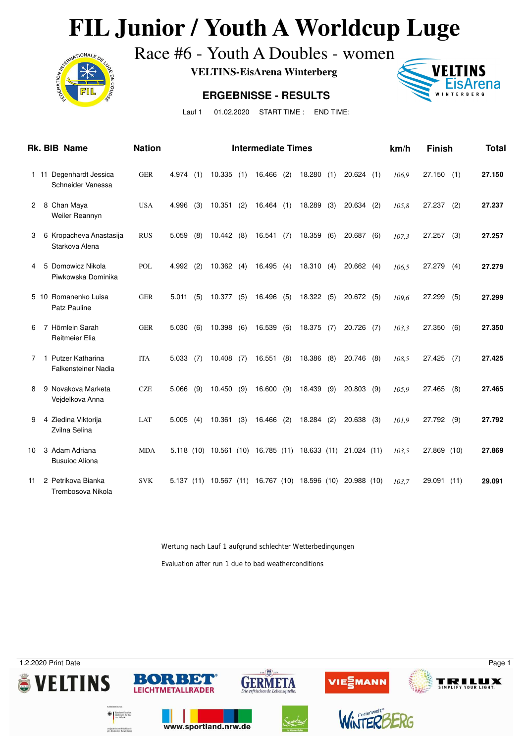# FIL Junior / Youth A Worldcup Luge

## Race #6 - Youth A Doubles - women

### VELTINS-EisArena Winterberg

### ERGEBNISSE - RESULTS

Lauf 1 01.02.2020 START TIME : END TIME:

| Rk. | BIB | Name | Nation | Intermediate Times | | | | | km/h | Finish | Total |
|---|---|---|---|---|---|---|---|---|---|---|---|
| 1 | 11 | Degenhardt Jessica<br>Schneider Vanessa | GER | 4.974 (1) | 10.335 (1) | 16.466 (2) | 18.280 (1) | 20.624 (1) | *106,9* | 27.150 (1) | **27.150** |
| 2 | 8 | Chan Maya<br>Weiler Reannyn | USA | 4.996 (3) | 10.351 (2) | 16.464 (1) | 18.289 (3) | 20.634 (2) | *105,8* | 27.237 (2) | **27.237** |
| 3 | 6 | Kropacheva Anastasija<br>Starkova Alena | RUS | 5.059 (8) | 10.442 (8) | 16.541 (7) | 18.359 (6) | 20.687 (6) | *107,3* | 27.257 (3) | **27.257** |
| 4 | 5 | Domowicz Nikola<br>Piwkowska Dominika | POL | 4.992 (2) | 10.362 (4) | 16.495 (4) | 18.310 (4) | 20.662 (4) | *106,5* | 27.279 (4) | **27.279** |
| 5 | 10 | Romanenko Luisa<br>Patz Pauline | GER | 5.011 (5) | 10.377 (5) | 16.496 (5) | 18.322 (5) | 20.672 (5) | *109,6* | 27.299 (5) | **27.299** |
| 6 | 7 | Hörnlein Sarah<br>Reitmeier Elia | GER | 5.030 (6) | 10.398 (6) | 16.539 (6) | 18.375 (7) | 20.726 (7) | *103,3* | 27.350 (6) | **27.350** |
| 7 | 1 | Putzer Katharina<br>Falkensteiner Nadia | ITA | 5.033 (7) | 10.408 (7) | 16.551 (8) | 18.386 (8) | 20.746 (8) | *108,5* | 27.425 (7) | **27.425** |
| 8 | 9 | Novakova Marketa<br>Vejdelkova Anna | CZE | 5.066 (9) | 10.450 (9) | 16.600 (9) | 18.439 (9) | 20.803 (9) | *105,9* | 27.465 (8) | **27.465** |
| 9 | 4 | Ziedina Viktorija<br>Zvilna Selina | LAT | 5.005 (4) | 10.361 (3) | 16.466 (2) | 18.284 (2) | 20.638 (3) | *101,9* | 27.792 (9) | **27.792** |
| 10 | 3 | Adam Adriana<br>Busuioc Aliona | MDA | 5.118 (10) | 10.561 (10) | 16.785 (11) | 18.633 (11) | 21.024 (11) | *103,5* | 27.869 (10) | **27.869** |
| 11 | 2 | Petrikova Bianka<br>Trembosova Nikola | SVK | 5.137 (11) | 10.567 (11) | 16.767 (10) | 18.596 (10) | 20.988 (10) | *103,7* | 29.091 (11) | **29.091** |

Wertung nach Lauf 1 aufgrund schlechter Wetterbedingungen

Evaluation after run 1 due to bad weatherconditions

1.2.2020 Print Date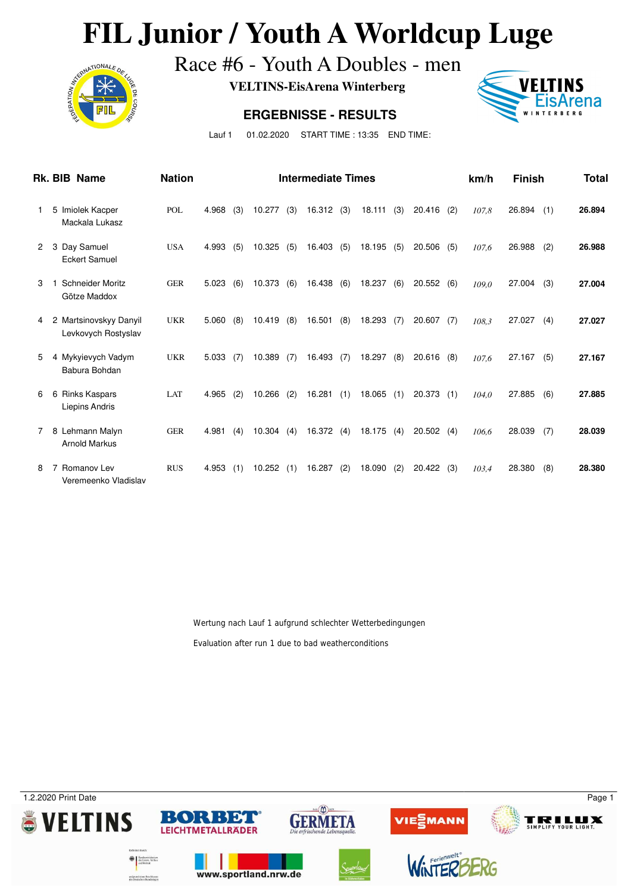# FIL Junior / Youth A Worldcup Luge

## Race #6 - Youth A Doubles - men

**VELTINS-EisArena Winterberg**

### ERGEBNISSE - RESULTS

Lauf 1 01.02.2020 START TIME : 13:35 END TIME:

| Rk. | BIB | Name | Nation | Intermediate Times | | | | | | | | | | km/h | Finish | | Total |
|---|---|---|---|---|---|---|---|---|---|---|---|---|---|---|---|---|---|
| 1 | 5 | Imiolek Kacper<br>Mackala Lukasz | POL | 4.968 | (3) | 10.277 | (3) | 16.312 | (3) | 18.111 | (3) | 20.416 | (2) | *107,8* | 26.894 | (1) | **26.894** |
| 2 | 3 | Day Samuel<br>Eckert Samuel | USA | 4.993 | (5) | 10.325 | (5) | 16.403 | (5) | 18.195 | (5) | 20.506 | (5) | *107,6* | 26.988 | (2) | **26.988** |
| 3 | 1 | Schneider Moritz<br>Götze Maddox | GER | 5.023 | (6) | 10.373 | (6) | 16.438 | (6) | 18.237 | (6) | 20.552 | (6) | *109,0* | 27.004 | (3) | **27.004** |
| 4 | 2 | Martsinovskyy Danyil<br>Levkovych Rostyslav | UKR | 5.060 | (8) | 10.419 | (8) | 16.501 | (8) | 18.293 | (7) | 20.607 | (7) | *108,3* | 27.027 | (4) | **27.027** |
| 5 | 4 | Mykyievych Vadym<br>Babura Bohdan | UKR | 5.033 | (7) | 10.389 | (7) | 16.493 | (7) | 18.297 | (8) | 20.616 | (8) | *107,6* | 27.167 | (5) | **27.167** |
| 6 | 6 | Rinks Kaspars<br>Liepins Andris | LAT | 4.965 | (2) | 10.266 | (2) | 16.281 | (1) | 18.065 | (1) | 20.373 | (1) | *104,0* | 27.885 | (6) | **27.885** |
| 7 | 8 | Lehmann Malyn<br>Arnold Markus | GER | 4.981 | (4) | 10.304 | (4) | 16.372 | (4) | 18.175 | (4) | 20.502 | (4) | *106,6* | 28.039 | (7) | **28.039** |
| 8 | 7 | Romanov Lev<br>Veremeenko Vladislav | RUS | 4.953 | (1) | 10.252 | (1) | 16.287 | (2) | 18.090 | (2) | 20.422 | (3) | *103,4* | 28.380 | (8) | **28.380** |

Wertung nach Lauf 1 aufgrund schlechter Wetterbedingungen

Evaluation after run 1 due to bad weatherconditions

1.2.2020 Print Date